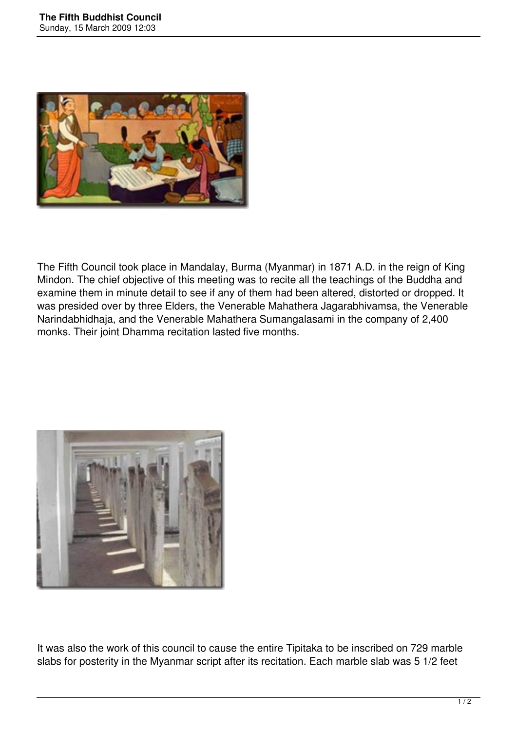# The Fifth Buddhist Council

Sunday, 15 March 2009 12:03

The Fifth Council took place in Mandalay, Burma (Myanmar) in 1871 A.D. in the reign of King Mindon. The chief objective of this meeting was to recite all the teachings of the Buddha and examine them in minute detail to see if any of them had been altered, distorted or dropped. It was presided over by three Elders, the Venerable Mahathera Jagarabhivamsa, the Venerable Narindabhidhaja, and the Venerable Mahathera Sumangalasami in the company of 2,400 monks. Their joint Dhamma recitation lasted five months.

It was also the work of this council to cause the entire Tipitaka to be inscribed on 729 marble slabs for posterity in the Myanmar script after its recitation. Each marble slab was 5 1/2 feet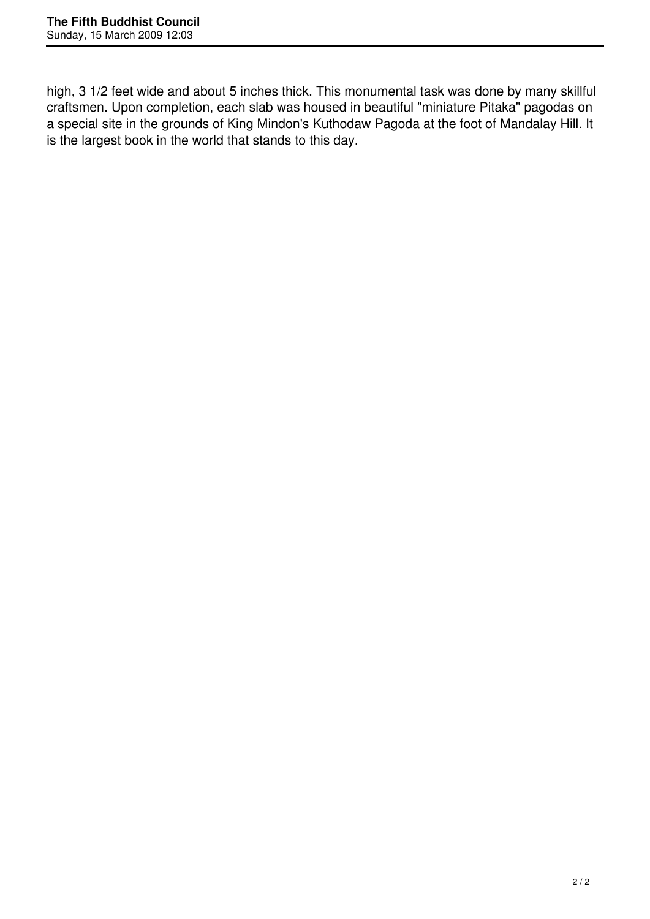high, 3 1/2 feet wide and about 5 inches thick. This monumental task was done by many skillful craftsmen. Upon completion, each slab was housed in beautiful "miniature Pitaka" pagodas on a special site in the grounds of King Mindon's Kuthodaw Pagoda at the foot of Mandalay Hill. It is the largest book in the world that stands to this day.